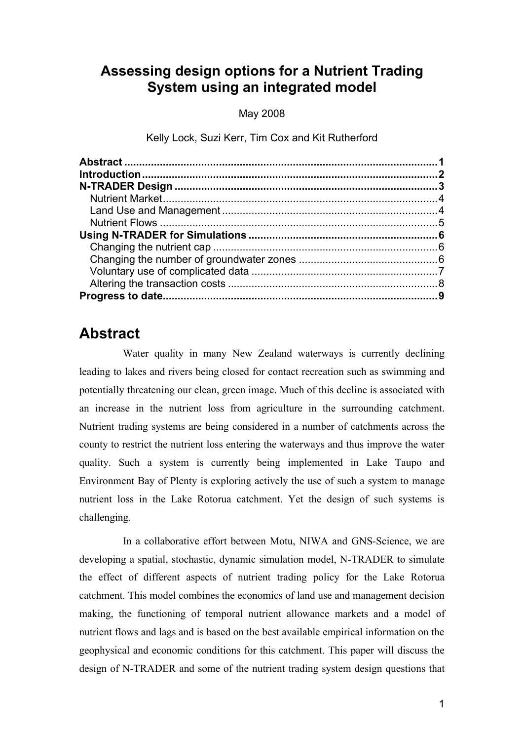# Assessing design options for a Nutrient Trading System using an integrated model

May 2008

Kelly Lock, Suzi Kerr, Tim Cox and Kit Rutherford

**Abstract** .......................................................................................... 1
**Introduction** .................................................................................... 2
**N-TRADER Design** ........................................................................ 3
 Nutrient Market ............................................................................. 4
 Land Use and Management .......................................................... 4
 Nutrient Flows ............................................................................... 5
**Using N-TRADER for Simulations** ................................................. 6
 Changing the nutrient cap ............................................................ 6
 Changing the number of groundwater zones ............................... 6
 Voluntary use of complicated data ............................................... 7
 Altering the transaction costs ....................................................... 8
**Progress to date** ............................................................................. 9

## Abstract

Water quality in many New Zealand waterways is currently declining leading to lakes and rivers being closed for contact recreation such as swimming and potentially threatening our clean, green image. Much of this decline is associated with an increase in the nutrient loss from agriculture in the surrounding catchment. Nutrient trading systems are being considered in a number of catchments across the county to restrict the nutrient loss entering the waterways and thus improve the water quality. Such a system is currently being implemented in Lake Taupo and Environment Bay of Plenty is exploring actively the use of such a system to manage nutrient loss in the Lake Rotorua catchment. Yet the design of such systems is challenging.

In a collaborative effort between Motu, NIWA and GNS-Science, we are developing a spatial, stochastic, dynamic simulation model, N-TRADER to simulate the effect of different aspects of nutrient trading policy for the Lake Rotorua catchment. This model combines the economics of land use and management decision making, the functioning of temporal nutrient allowance markets and a model of nutrient flows and lags and is based on the best available empirical information on the geophysical and economic conditions for this catchment. This paper will discuss the design of N-TRADER and some of the nutrient trading system design questions that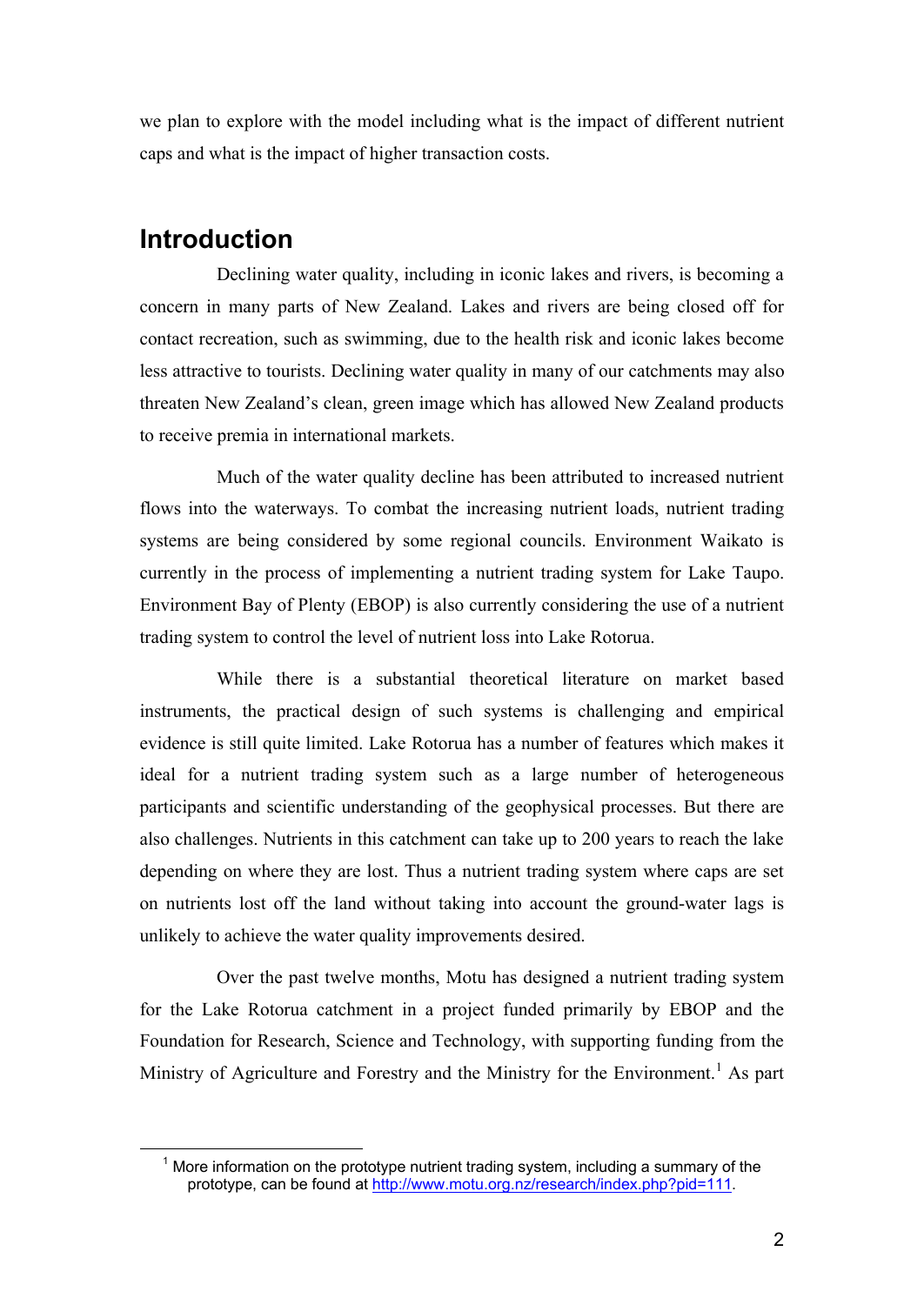we plan to explore with the model including what is the impact of different nutrient caps and what is the impact of higher transaction costs.

## Introduction

Declining water quality, including in iconic lakes and rivers, is becoming a concern in many parts of New Zealand. Lakes and rivers are being closed off for contact recreation, such as swimming, due to the health risk and iconic lakes become less attractive to tourists. Declining water quality in many of our catchments may also threaten New Zealand's clean, green image which has allowed New Zealand products to receive premia in international markets.

Much of the water quality decline has been attributed to increased nutrient flows into the waterways. To combat the increasing nutrient loads, nutrient trading systems are being considered by some regional councils. Environment Waikato is currently in the process of implementing a nutrient trading system for Lake Taupo. Environment Bay of Plenty (EBOP) is also currently considering the use of a nutrient trading system to control the level of nutrient loss into Lake Rotorua.

While there is a substantial theoretical literature on market based instruments, the practical design of such systems is challenging and empirical evidence is still quite limited. Lake Rotorua has a number of features which makes it ideal for a nutrient trading system such as a large number of heterogeneous participants and scientific understanding of the geophysical processes. But there are also challenges. Nutrients in this catchment can take up to 200 years to reach the lake depending on where they are lost. Thus a nutrient trading system where caps are set on nutrients lost off the land without taking into account the ground-water lags is unlikely to achieve the water quality improvements desired.

Over the past twelve months, Motu has designed a nutrient trading system for the Lake Rotorua catchment in a project funded primarily by EBOP and the Foundation for Research, Science and Technology, with supporting funding from the Ministry of Agriculture and Forestry and the Ministry for the Environment.[1] As part

[1] More information on the prototype nutrient trading system, including a summary of the prototype, can be found at http://www.motu.org.nz/research/index.php?pid=111.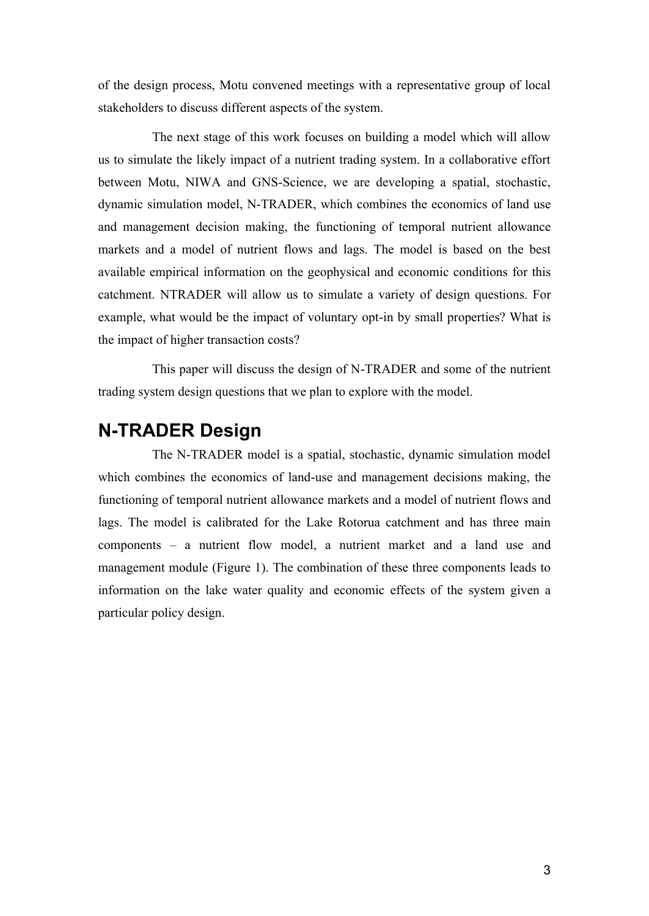of the design process, Motu convened meetings with a representative group of local stakeholders to discuss different aspects of the system.

The next stage of this work focuses on building a model which will allow us to simulate the likely impact of a nutrient trading system. In a collaborative effort between Motu, NIWA and GNS-Science, we are developing a spatial, stochastic, dynamic simulation model, N-TRADER, which combines the economics of land use and management decision making, the functioning of temporal nutrient allowance markets and a model of nutrient flows and lags. The model is based on the best available empirical information on the geophysical and economic conditions for this catchment. NTRADER will allow us to simulate a variety of design questions. For example, what would be the impact of voluntary opt-in by small properties? What is the impact of higher transaction costs?

This paper will discuss the design of N-TRADER and some of the nutrient trading system design questions that we plan to explore with the model.

## N-TRADER Design

The N-TRADER model is a spatial, stochastic, dynamic simulation model which combines the economics of land-use and management decisions making, the functioning of temporal nutrient allowance markets and a model of nutrient flows and lags. The model is calibrated for the Lake Rotorua catchment and has three main components – a nutrient flow model, a nutrient market and a land use and management module (Figure 1). The combination of these three components leads to information on the lake water quality and economic effects of the system given a particular policy design.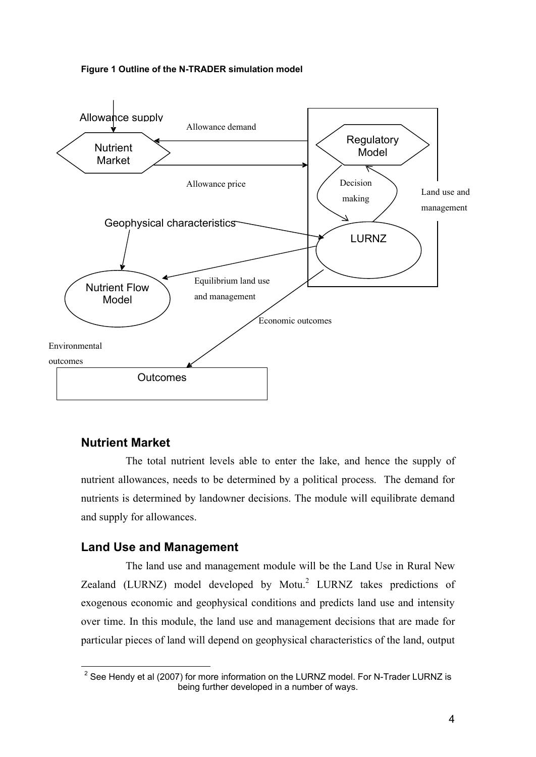**Figure 1 Outline of the N-TRADER simulation model**

Allowance supply

Nutrient Market

Allowance demand

Allowance price

Regulatory Model

Decision making

Land use and management

LURNZ

Geophysical characteristics

Nutrient Flow Model

Equilibrium land use and management

Economic outcomes

Environmental outcomes

Outcomes

## Nutrient Market

The total nutrient levels able to enter the lake, and hence the supply of nutrient allowances, needs to be determined by a political process. The demand for nutrients is determined by landowner decisions. The module will equilibrate demand and supply for allowances.

## Land Use and Management

The land use and management module will be the Land Use in Rural New Zealand (LURNZ) model developed by Motu.[2] LURNZ takes predictions of exogenous economic and geophysical conditions and predicts land use and intensity over time. In this module, the land use and management decisions that are made for particular pieces of land will depend on geophysical characteristics of the land, output

[2] See Hendy et al (2007) for more information on the LURNZ model. For N-Trader LURNZ is being further developed in a number of ways.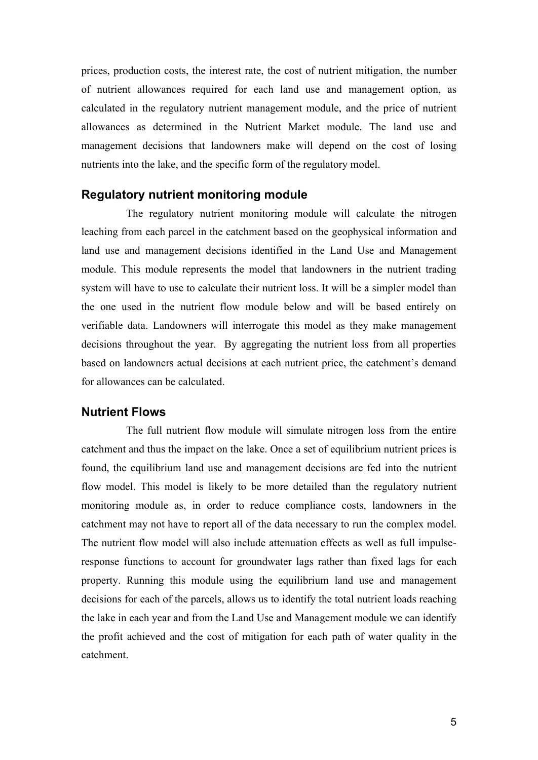prices, production costs, the interest rate, the cost of nutrient mitigation, the number of nutrient allowances required for each land use and management option, as calculated in the regulatory nutrient management module, and the price of nutrient allowances as determined in the Nutrient Market module. The land use and management decisions that landowners make will depend on the cost of losing nutrients into the lake, and the specific form of the regulatory model.

## Regulatory nutrient monitoring module

The regulatory nutrient monitoring module will calculate the nitrogen leaching from each parcel in the catchment based on the geophysical information and land use and management decisions identified in the Land Use and Management module. This module represents the model that landowners in the nutrient trading system will have to use to calculate their nutrient loss. It will be a simpler model than the one used in the nutrient flow module below and will be based entirely on verifiable data. Landowners will interrogate this model as they make management decisions throughout the year. By aggregating the nutrient loss from all properties based on landowners actual decisions at each nutrient price, the catchment's demand for allowances can be calculated.

## Nutrient Flows

The full nutrient flow module will simulate nitrogen loss from the entire catchment and thus the impact on the lake. Once a set of equilibrium nutrient prices is found, the equilibrium land use and management decisions are fed into the nutrient flow model. This model is likely to be more detailed than the regulatory nutrient monitoring module as, in order to reduce compliance costs, landowners in the catchment may not have to report all of the data necessary to run the complex model. The nutrient flow model will also include attenuation effects as well as full impulse-response functions to account for groundwater lags rather than fixed lags for each property. Running this module using the equilibrium land use and management decisions for each of the parcels, allows us to identify the total nutrient loads reaching the lake in each year and from the Land Use and Management module we can identify the profit achieved and the cost of mitigation for each path of water quality in the catchment.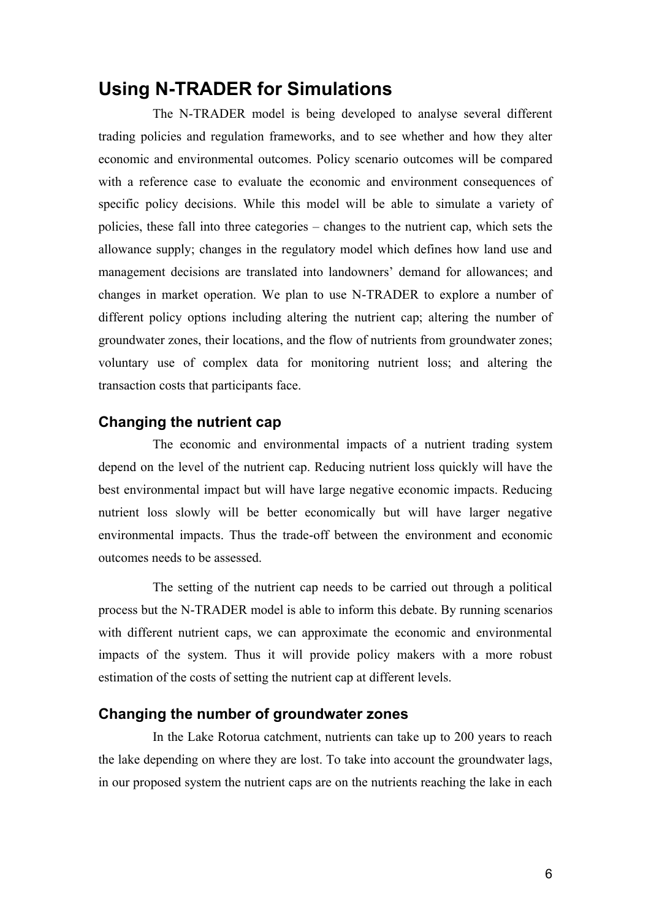## Using N-TRADER for Simulations

The N-TRADER model is being developed to analyse several different trading policies and regulation frameworks, and to see whether and how they alter economic and environmental outcomes. Policy scenario outcomes will be compared with a reference case to evaluate the economic and environment consequences of specific policy decisions. While this model will be able to simulate a variety of policies, these fall into three categories – changes to the nutrient cap, which sets the allowance supply; changes in the regulatory model which defines how land use and management decisions are translated into landowners' demand for allowances; and changes in market operation. We plan to use N-TRADER to explore a number of different policy options including altering the nutrient cap; altering the number of groundwater zones, their locations, and the flow of nutrients from groundwater zones; voluntary use of complex data for monitoring nutrient loss; and altering the transaction costs that participants face.

### Changing the nutrient cap

The economic and environmental impacts of a nutrient trading system depend on the level of the nutrient cap. Reducing nutrient loss quickly will have the best environmental impact but will have large negative economic impacts. Reducing nutrient loss slowly will be better economically but will have larger negative environmental impacts. Thus the trade-off between the environment and economic outcomes needs to be assessed.

The setting of the nutrient cap needs to be carried out through a political process but the N-TRADER model is able to inform this debate. By running scenarios with different nutrient caps, we can approximate the economic and environmental impacts of the system. Thus it will provide policy makers with a more robust estimation of the costs of setting the nutrient cap at different levels.

### Changing the number of groundwater zones

In the Lake Rotorua catchment, nutrients can take up to 200 years to reach the lake depending on where they are lost. To take into account the groundwater lags, in our proposed system the nutrient caps are on the nutrients reaching the lake in each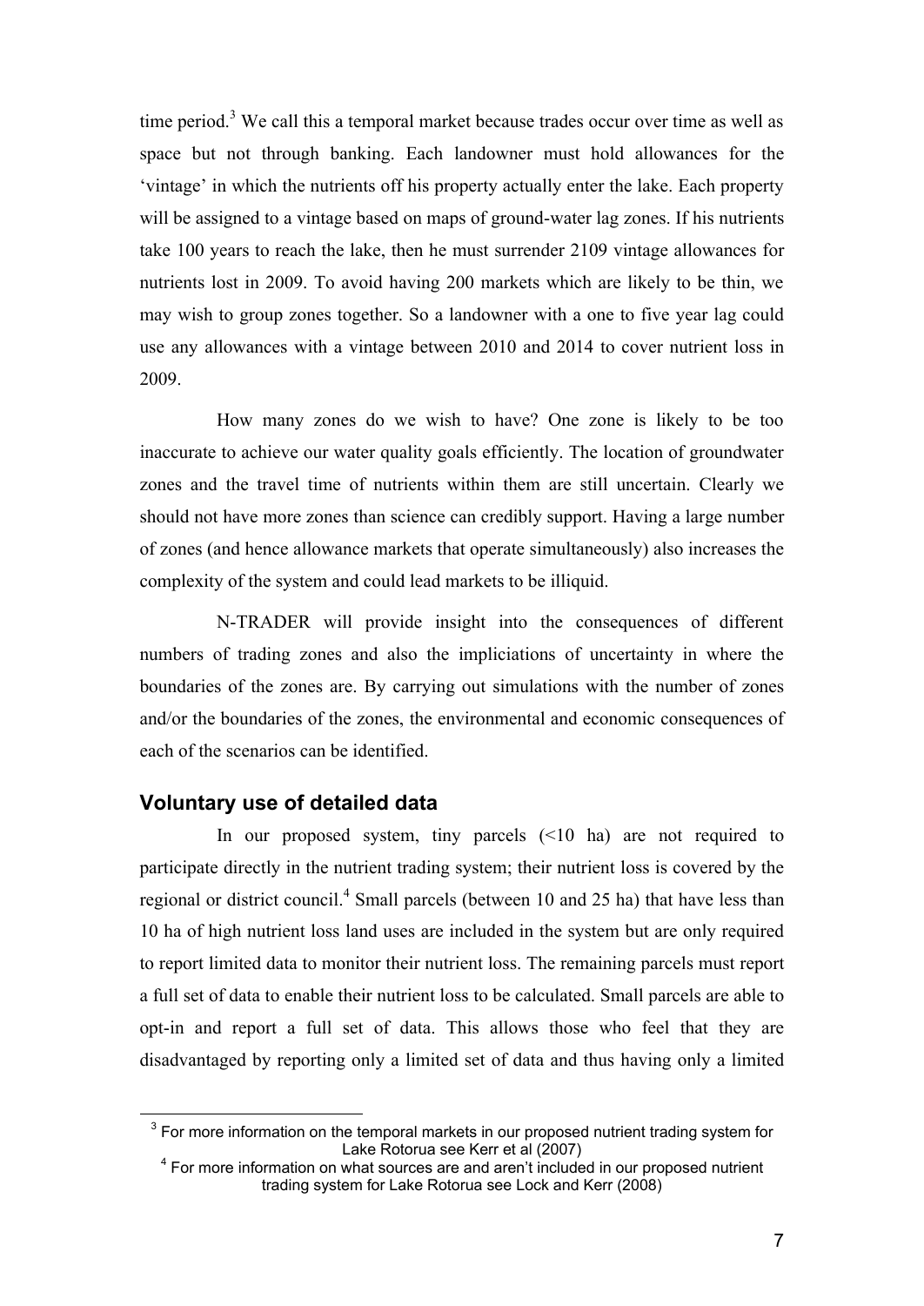time period.[3] We call this a temporal market because trades occur over time as well as space but not through banking. Each landowner must hold allowances for the 'vintage' in which the nutrients off his property actually enter the lake. Each property will be assigned to a vintage based on maps of ground-water lag zones. If his nutrients take 100 years to reach the lake, then he must surrender 2109 vintage allowances for nutrients lost in 2009. To avoid having 200 markets which are likely to be thin, we may wish to group zones together. So a landowner with a one to five year lag could use any allowances with a vintage between 2010 and 2014 to cover nutrient loss in 2009.

How many zones do we wish to have? One zone is likely to be too inaccurate to achieve our water quality goals efficiently. The location of groundwater zones and the travel time of nutrients within them are still uncertain. Clearly we should not have more zones than science can credibly support. Having a large number of zones (and hence allowance markets that operate simultaneously) also increases the complexity of the system and could lead markets to be illiquid.

N-TRADER will provide insight into the consequences of different numbers of trading zones and also the impliciations of uncertainty in where the boundaries of the zones are. By carrying out simulations with the number of zones and/or the boundaries of the zones, the environmental and economic consequences of each of the scenarios can be identified.

## Voluntary use of detailed data

In our proposed system, tiny parcels (<10 ha) are not required to participate directly in the nutrient trading system; their nutrient loss is covered by the regional or district council.[4] Small parcels (between 10 and 25 ha) that have less than 10 ha of high nutrient loss land uses are included in the system but are only required to report limited data to monitor their nutrient loss. The remaining parcels must report a full set of data to enable their nutrient loss to be calculated. Small parcels are able to opt-in and report a full set of data. This allows those who feel that they are disadvantaged by reporting only a limited set of data and thus having only a limited

[3] For more information on the temporal markets in our proposed nutrient trading system for Lake Rotorua see Kerr et al (2007)

[4] For more information on what sources are and aren't included in our proposed nutrient trading system for Lake Rotorua see Lock and Kerr (2008)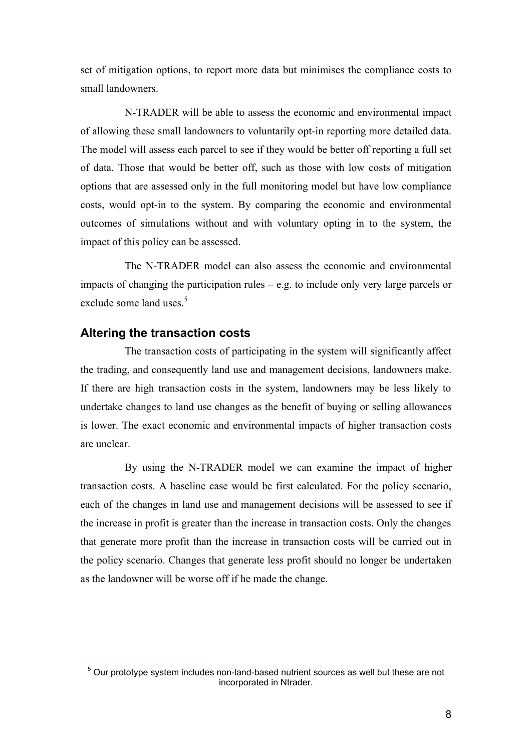set of mitigation options, to report more data but minimises the compliance costs to small landowners.

N-TRADER will be able to assess the economic and environmental impact of allowing these small landowners to voluntarily opt-in reporting more detailed data. The model will assess each parcel to see if they would be better off reporting a full set of data. Those that would be better off, such as those with low costs of mitigation options that are assessed only in the full monitoring model but have low compliance costs, would opt-in to the system. By comparing the economic and environmental outcomes of simulations without and with voluntary opting in to the system, the impact of this policy can be assessed.

The N-TRADER model can also assess the economic and environmental impacts of changing the participation rules – e.g. to include only very large parcels or exclude some land uses.[5]

## Altering the transaction costs

The transaction costs of participating in the system will significantly affect the trading, and consequently land use and management decisions, landowners make. If there are high transaction costs in the system, landowners may be less likely to undertake changes to land use changes as the benefit of buying or selling allowances is lower. The exact economic and environmental impacts of higher transaction costs are unclear.

By using the N-TRADER model we can examine the impact of higher transaction costs. A baseline case would be first calculated. For the policy scenario, each of the changes in land use and management decisions will be assessed to see if the increase in profit is greater than the increase in transaction costs. Only the changes that generate more profit than the increase in transaction costs will be carried out in the policy scenario. Changes that generate less profit should no longer be undertaken as the landowner will be worse off if he made the change.

[5] Our prototype system includes non-land-based nutrient sources as well but these are not incorporated in Ntrader.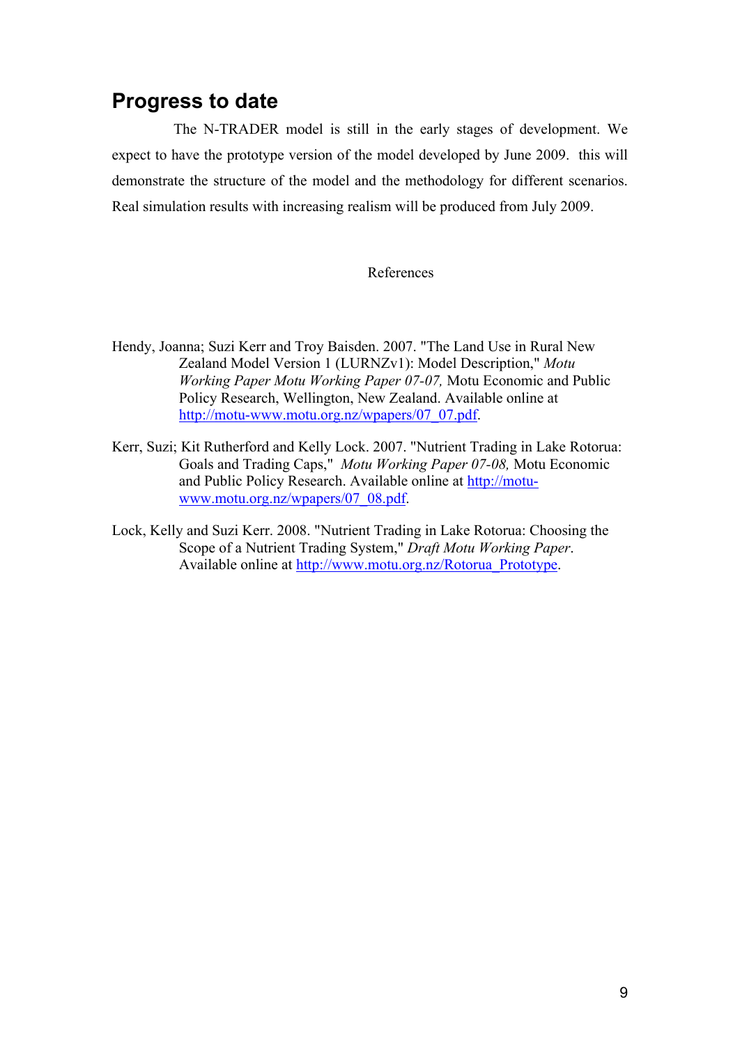## Progress to date

The N-TRADER model is still in the early stages of development. We expect to have the prototype version of the model developed by June 2009. this will demonstrate the structure of the model and the methodology for different scenarios. Real simulation results with increasing realism will be produced from July 2009.

References

Hendy, Joanna; Suzi Kerr and Troy Baisden. 2007. "The Land Use in Rural New Zealand Model Version 1 (LURNZv1): Model Description," *Motu Working Paper Motu Working Paper 07-07,* Motu Economic and Public Policy Research, Wellington, New Zealand. Available online at [http://motu-www.motu.org.nz/wpapers/07_07.pdf](http://motu-www.motu.org.nz/wpapers/07_07.pdf).

Kerr, Suzi; Kit Rutherford and Kelly Lock. 2007. "Nutrient Trading in Lake Rotorua: Goals and Trading Caps," *Motu Working Paper 07-08,* Motu Economic and Public Policy Research. Available online at [http://motu-www.motu.org.nz/wpapers/07_08.pdf](http://motu-www.motu.org.nz/wpapers/07_08.pdf).

Lock, Kelly and Suzi Kerr. 2008. "Nutrient Trading in Lake Rotorua: Choosing the Scope of a Nutrient Trading System," *Draft Motu Working Paper*. Available online at [http://www.motu.org.nz/Rotorua_Prototype](http://www.motu.org.nz/Rotorua_Prototype).